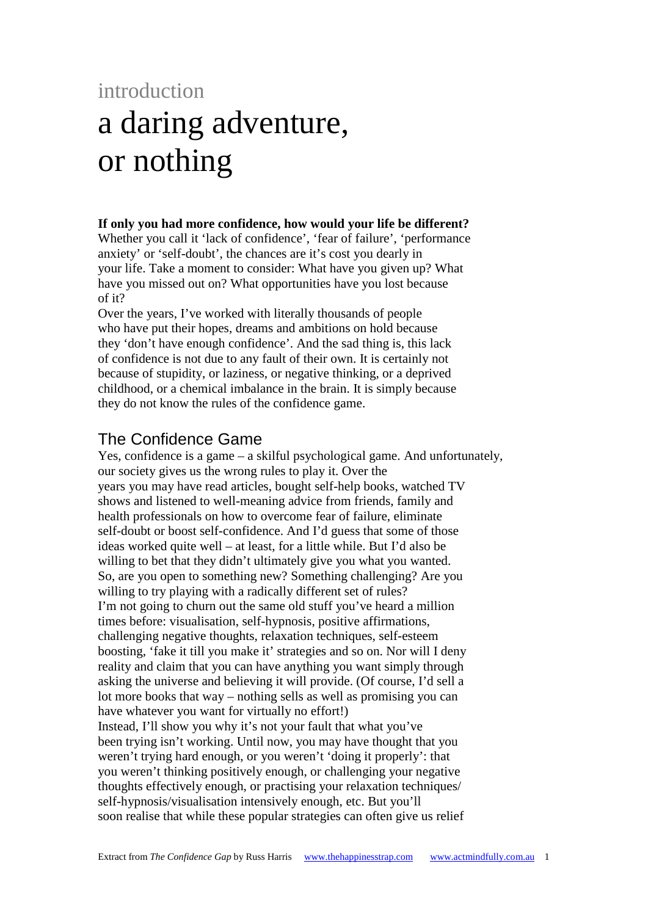introduction

# a daring adventure, or nothing

**If only you had more confidence, how would your life be different?**
Whether you call it 'lack of confidence', 'fear of failure', 'performance anxiety' or 'self-doubt', the chances are it's cost you dearly in your life. Take a moment to consider: What have you given up? What have you missed out on? What opportunities have you lost because of it?

Over the years, I've worked with literally thousands of people who have put their hopes, dreams and ambitions on hold because they 'don't have enough confidence'. And the sad thing is, this lack of confidence is not due to any fault of their own. It is certainly not because of stupidity, or laziness, or negative thinking, or a deprived childhood, or a chemical imbalance in the brain. It is simply because they do not know the rules of the confidence game.

## The Confidence Game

Yes, confidence is a game – a skilful psychological game. And unfortunately, our society gives us the wrong rules to play it. Over the years you may have read articles, bought self-help books, watched TV shows and listened to well-meaning advice from friends, family and health professionals on how to overcome fear of failure, eliminate self-doubt or boost self-confidence. And I'd guess that some of those ideas worked quite well – at least, for a little while. But I'd also be willing to bet that they didn't ultimately give you what you wanted. So, are you open to something new? Something challenging? Are you willing to try playing with a radically different set of rules?

I'm not going to churn out the same old stuff you've heard a million times before: visualisation, self-hypnosis, positive affirmations, challenging negative thoughts, relaxation techniques, self-esteem boosting, 'fake it till you make it' strategies and so on. Nor will I deny reality and claim that you can have anything you want simply through asking the universe and believing it will provide. (Of course, I'd sell a lot more books that way – nothing sells as well as promising you can have whatever you want for virtually no effort!)

Instead, I'll show you why it's not your fault that what you've been trying isn't working. Until now, you may have thought that you weren't trying hard enough, or you weren't 'doing it properly': that you weren't thinking positively enough, or challenging your negative thoughts effectively enough, or practising your relaxation techniques/self-hypnosis/visualisation intensively enough, etc. But you'll soon realise that while these popular strategies can often give us relief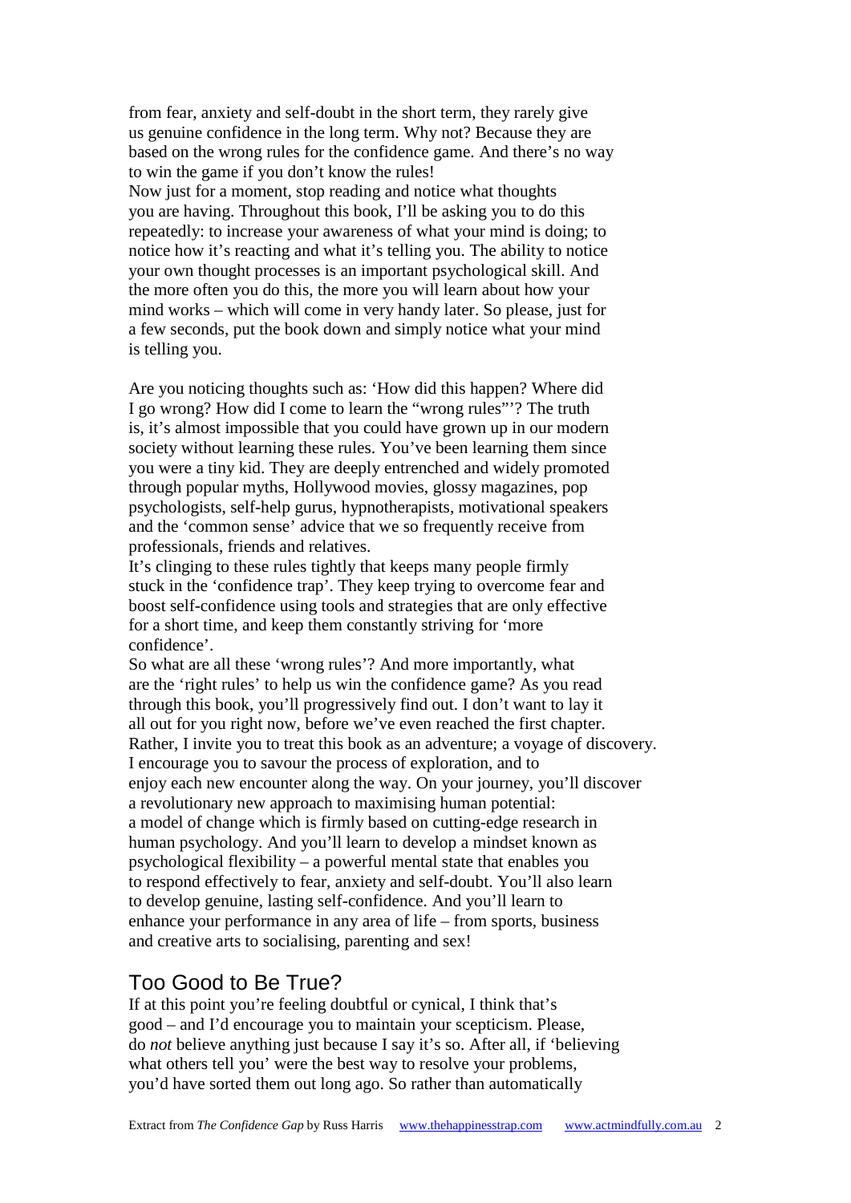from fear, anxiety and self-doubt in the short term, they rarely give us genuine confidence in the long term. Why not? Because they are based on the wrong rules for the confidence game. And there's no way to win the game if you don't know the rules!

Now just for a moment, stop reading and notice what thoughts you are having. Throughout this book, I'll be asking you to do this repeatedly: to increase your awareness of what your mind is doing; to notice how it's reacting and what it's telling you. The ability to notice your own thought processes is an important psychological skill. And the more often you do this, the more you will learn about how your mind works – which will come in very handy later. So please, just for a few seconds, put the book down and simply notice what your mind is telling you.

Are you noticing thoughts such as: 'How did this happen? Where did I go wrong? How did I come to learn the "wrong rules"'? The truth is, it's almost impossible that you could have grown up in our modern society without learning these rules. You've been learning them since you were a tiny kid. They are deeply entrenched and widely promoted through popular myths, Hollywood movies, glossy magazines, pop psychologists, self-help gurus, hypnotherapists, motivational speakers and the 'common sense' advice that we so frequently receive from professionals, friends and relatives.

It's clinging to these rules tightly that keeps many people firmly stuck in the 'confidence trap'. They keep trying to overcome fear and boost self-confidence using tools and strategies that are only effective for a short time, and keep them constantly striving for 'more confidence'.

So what are all these 'wrong rules'? And more importantly, what are the 'right rules' to help us win the confidence game? As you read through this book, you'll progressively find out. I don't want to lay it all out for you right now, before we've even reached the first chapter. Rather, I invite you to treat this book as an adventure; a voyage of discovery. I encourage you to savour the process of exploration, and to enjoy each new encounter along the way. On your journey, you'll discover a revolutionary new approach to maximising human potential: a model of change which is firmly based on cutting-edge research in human psychology. And you'll learn to develop a mindset known as psychological flexibility – a powerful mental state that enables you to respond effectively to fear, anxiety and self-doubt. You'll also learn to develop genuine, lasting self-confidence. And you'll learn to enhance your performance in any area of life – from sports, business and creative arts to socialising, parenting and sex!

## Too Good to Be True?

If at this point you're feeling doubtful or cynical, I think that's good – and I'd encourage you to maintain your scepticism. Please, do *not* believe anything just because I say it's so. After all, if 'believing what others tell you' were the best way to resolve your problems, you'd have sorted them out long ago. So rather than automatically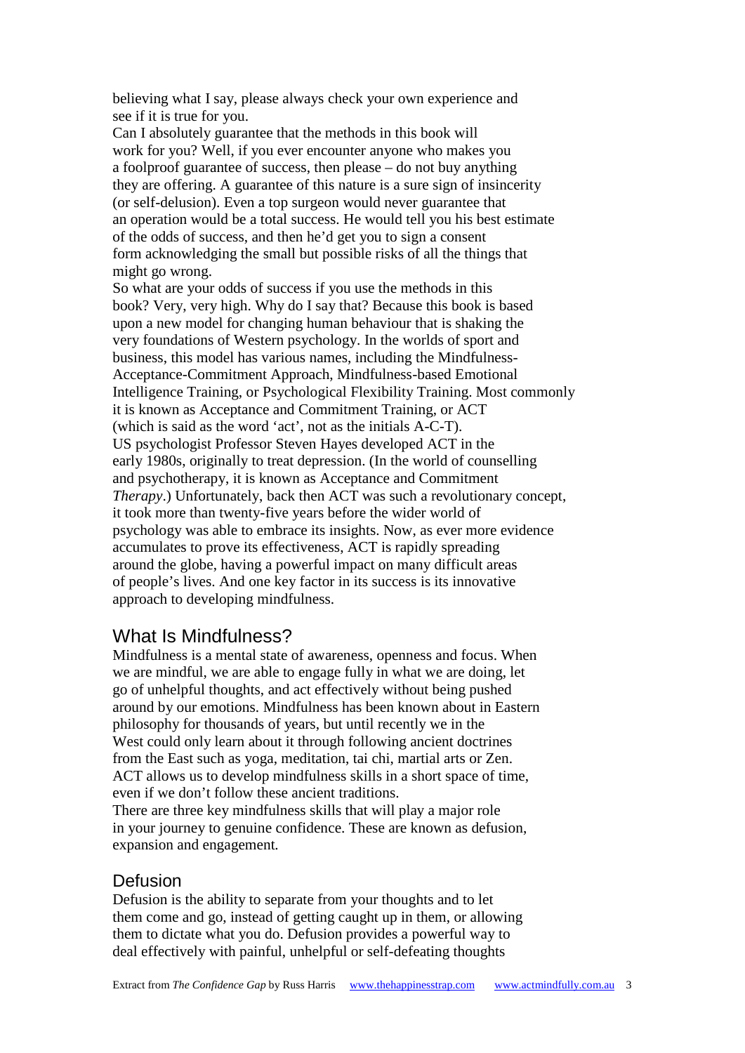believing what I say, please always check your own experience and see if it is true for you.

Can I absolutely guarantee that the methods in this book will work for you? Well, if you ever encounter anyone who makes you a foolproof guarantee of success, then please – do not buy anything they are offering. A guarantee of this nature is a sure sign of insincerity (or self-delusion). Even a top surgeon would never guarantee that an operation would be a total success. He would tell you his best estimate of the odds of success, and then he'd get you to sign a consent form acknowledging the small but possible risks of all the things that might go wrong.

So what are your odds of success if you use the methods in this book? Very, very high. Why do I say that? Because this book is based upon a new model for changing human behaviour that is shaking the very foundations of Western psychology. In the worlds of sport and business, this model has various names, including the Mindfulness-Acceptance-Commitment Approach, Mindfulness-based Emotional Intelligence Training, or Psychological Flexibility Training. Most commonly it is known as Acceptance and Commitment Training, or ACT (which is said as the word 'act', not as the initials A-C-T).

US psychologist Professor Steven Hayes developed ACT in the early 1980s, originally to treat depression. (In the world of counselling and psychotherapy, it is known as Acceptance and Commitment *Therapy*.) Unfortunately, back then ACT was such a revolutionary concept, it took more than twenty-five years before the wider world of psychology was able to embrace its insights. Now, as ever more evidence accumulates to prove its effectiveness, ACT is rapidly spreading around the globe, having a powerful impact on many difficult areas of people's lives. And one key factor in its success is its innovative approach to developing mindfulness.

## What Is Mindfulness?

Mindfulness is a mental state of awareness, openness and focus. When we are mindful, we are able to engage fully in what we are doing, let go of unhelpful thoughts, and act effectively without being pushed around by our emotions. Mindfulness has been known about in Eastern philosophy for thousands of years, but until recently we in the West could only learn about it through following ancient doctrines from the East such as yoga, meditation, tai chi, martial arts or Zen. ACT allows us to develop mindfulness skills in a short space of time, even if we don't follow these ancient traditions.

There are three key mindfulness skills that will play a major role in your journey to genuine confidence. These are known as defusion, expansion and engagement.

### Defusion

Defusion is the ability to separate from your thoughts and to let them come and go, instead of getting caught up in them, or allowing them to dictate what you do. Defusion provides a powerful way to deal effectively with painful, unhelpful or self-defeating thoughts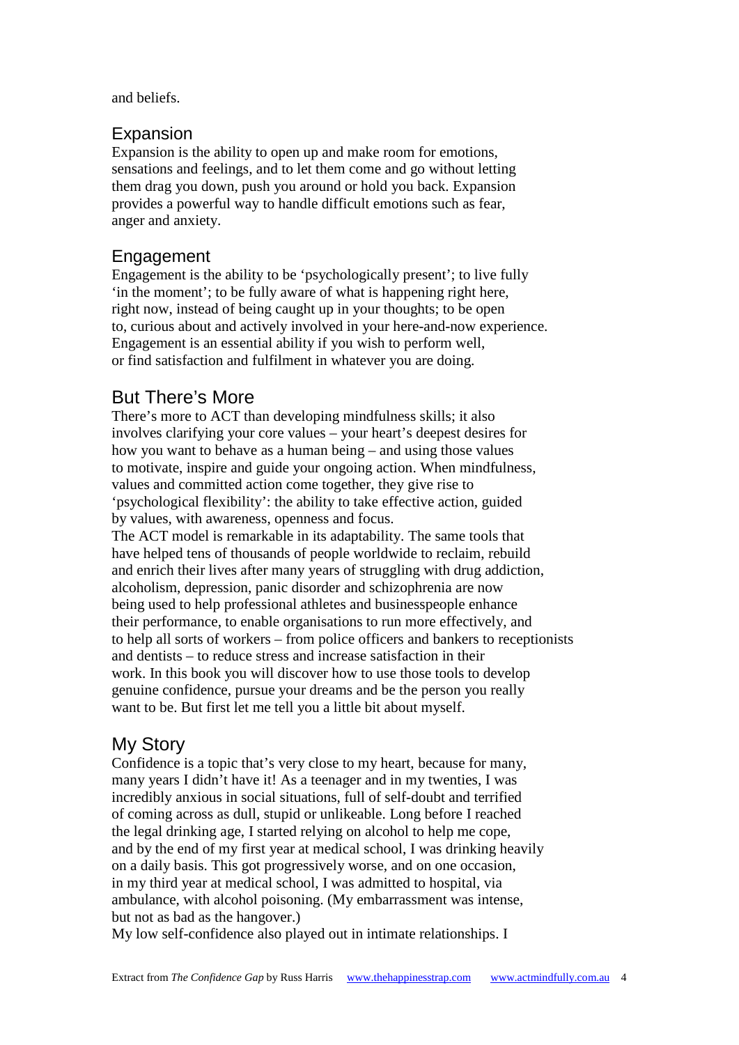and beliefs.

## Expansion

Expansion is the ability to open up and make room for emotions, sensations and feelings, and to let them come and go without letting them drag you down, push you around or hold you back. Expansion provides a powerful way to handle difficult emotions such as fear, anger and anxiety.

## Engagement

Engagement is the ability to be 'psychologically present'; to live fully 'in the moment'; to be fully aware of what is happening right here, right now, instead of being caught up in your thoughts; to be open to, curious about and actively involved in your here-and-now experience. Engagement is an essential ability if you wish to perform well, or find satisfaction and fulfilment in whatever you are doing.

## But There's More

There's more to ACT than developing mindfulness skills; it also involves clarifying your core values – your heart's deepest desires for how you want to behave as a human being – and using those values to motivate, inspire and guide your ongoing action. When mindfulness, values and committed action come together, they give rise to 'psychological flexibility': the ability to take effective action, guided by values, with awareness, openness and focus.

The ACT model is remarkable in its adaptability. The same tools that have helped tens of thousands of people worldwide to reclaim, rebuild and enrich their lives after many years of struggling with drug addiction, alcoholism, depression, panic disorder and schizophrenia are now being used to help professional athletes and businesspeople enhance their performance, to enable organisations to run more effectively, and to help all sorts of workers – from police officers and bankers to receptionists and dentists – to reduce stress and increase satisfaction in their work. In this book you will discover how to use those tools to develop genuine confidence, pursue your dreams and be the person you really want to be. But first let me tell you a little bit about myself.

## My Story

Confidence is a topic that's very close to my heart, because for many, many years I didn't have it! As a teenager and in my twenties, I was incredibly anxious in social situations, full of self-doubt and terrified of coming across as dull, stupid or unlikeable. Long before I reached the legal drinking age, I started relying on alcohol to help me cope, and by the end of my first year at medical school, I was drinking heavily on a daily basis. This got progressively worse, and on one occasion, in my third year at medical school, I was admitted to hospital, via ambulance, with alcohol poisoning. (My embarrassment was intense, but not as bad as the hangover.)

My low self-confidence also played out in intimate relationships. I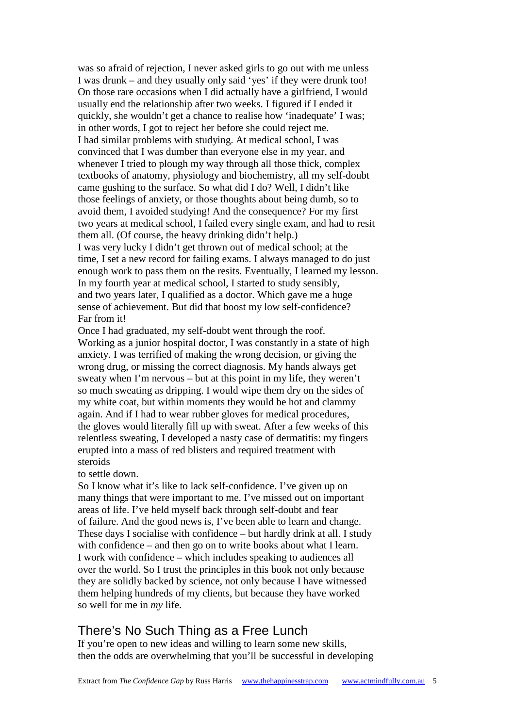was so afraid of rejection, I never asked girls to go out with me unless I was drunk – and they usually only said 'yes' if they were drunk too! On those rare occasions when I did actually have a girlfriend, I would usually end the relationship after two weeks. I figured if I ended it quickly, she wouldn't get a chance to realise how 'inadequate' I was; in other words, I got to reject her before she could reject me.

I had similar problems with studying. At medical school, I was convinced that I was dumber than everyone else in my year, and whenever I tried to plough my way through all those thick, complex textbooks of anatomy, physiology and biochemistry, all my self-doubt came gushing to the surface. So what did I do? Well, I didn't like those feelings of anxiety, or those thoughts about being dumb, so to avoid them, I avoided studying! And the consequence? For my first two years at medical school, I failed every single exam, and had to resit them all. (Of course, the heavy drinking didn't help.)

I was very lucky I didn't get thrown out of medical school; at the time, I set a new record for failing exams. I always managed to do just enough work to pass them on the resits. Eventually, I learned my lesson. In my fourth year at medical school, I started to study sensibly, and two years later, I qualified as a doctor. Which gave me a huge sense of achievement. But did that boost my low self-confidence? Far from it!

Once I had graduated, my self-doubt went through the roof. Working as a junior hospital doctor, I was constantly in a state of high anxiety. I was terrified of making the wrong decision, or giving the wrong drug, or missing the correct diagnosis. My hands always get sweaty when I'm nervous – but at this point in my life, they weren't so much sweating as dripping. I would wipe them dry on the sides of my white coat, but within moments they would be hot and clammy again. And if I had to wear rubber gloves for medical procedures, the gloves would literally fill up with sweat. After a few weeks of this relentless sweating, I developed a nasty case of dermatitis: my fingers erupted into a mass of red blisters and required treatment with steroids to settle down.

So I know what it's like to lack self-confidence. I've given up on many things that were important to me. I've missed out on important areas of life. I've held myself back through self-doubt and fear of failure. And the good news is, I've been able to learn and change. These days I socialise with confidence – but hardly drink at all. I study with confidence – and then go on to write books about what I learn. I work with confidence – which includes speaking to audiences all over the world. So I trust the principles in this book not only because they are solidly backed by science, not only because I have witnessed them helping hundreds of my clients, but because they have worked so well for me in *my* life.

## There's No Such Thing as a Free Lunch

If you're open to new ideas and willing to learn some new skills, then the odds are overwhelming that you'll be successful in developing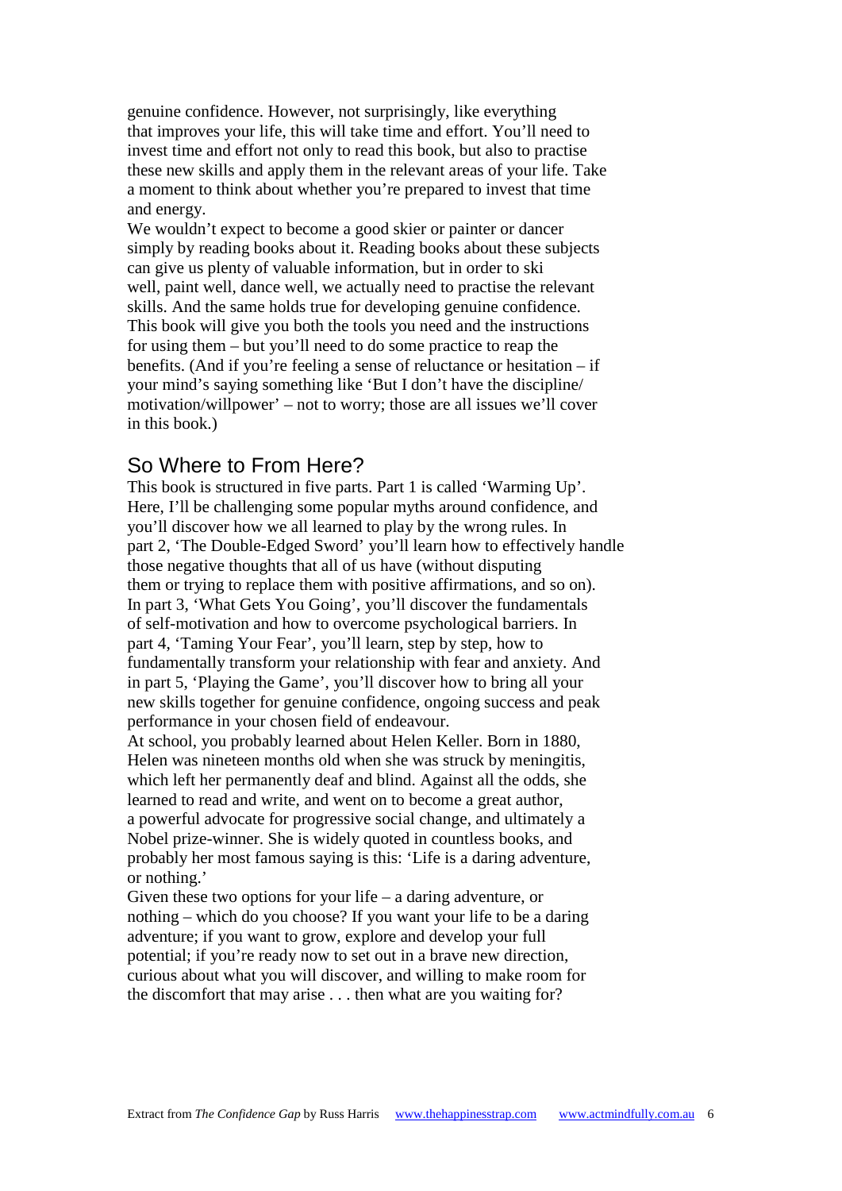genuine confidence. However, not surprisingly, like everything that improves your life, this will take time and effort. You'll need to invest time and effort not only to read this book, but also to practise these new skills and apply them in the relevant areas of your life. Take a moment to think about whether you're prepared to invest that time and energy.

We wouldn't expect to become a good skier or painter or dancer simply by reading books about it. Reading books about these subjects can give us plenty of valuable information, but in order to ski well, paint well, dance well, we actually need to practise the relevant skills. And the same holds true for developing genuine confidence. This book will give you both the tools you need and the instructions for using them – but you'll need to do some practice to reap the benefits. (And if you're feeling a sense of reluctance or hesitation – if your mind's saying something like 'But I don't have the discipline/motivation/willpower' – not to worry; those are all issues we'll cover in this book.)

## So Where to From Here?

This book is structured in five parts. Part 1 is called 'Warming Up'. Here, I'll be challenging some popular myths around confidence, and you'll discover how we all learned to play by the wrong rules. In part 2, 'The Double-Edged Sword' you'll learn how to effectively handle those negative thoughts that all of us have (without disputing them or trying to replace them with positive affirmations, and so on). In part 3, 'What Gets You Going', you'll discover the fundamentals of self-motivation and how to overcome psychological barriers. In part 4, 'Taming Your Fear', you'll learn, step by step, how to fundamentally transform your relationship with fear and anxiety. And in part 5, 'Playing the Game', you'll discover how to bring all your new skills together for genuine confidence, ongoing success and peak performance in your chosen field of endeavour.

At school, you probably learned about Helen Keller. Born in 1880, Helen was nineteen months old when she was struck by meningitis, which left her permanently deaf and blind. Against all the odds, she learned to read and write, and went on to become a great author, a powerful advocate for progressive social change, and ultimately a Nobel prize-winner. She is widely quoted in countless books, and probably her most famous saying is this: 'Life is a daring adventure, or nothing.'

Given these two options for your life – a daring adventure, or nothing – which do you choose? If you want your life to be a daring adventure; if you want to grow, explore and develop your full potential; if you're ready now to set out in a brave new direction, curious about what you will discover, and willing to make room for the discomfort that may arise . . . then what are you waiting for?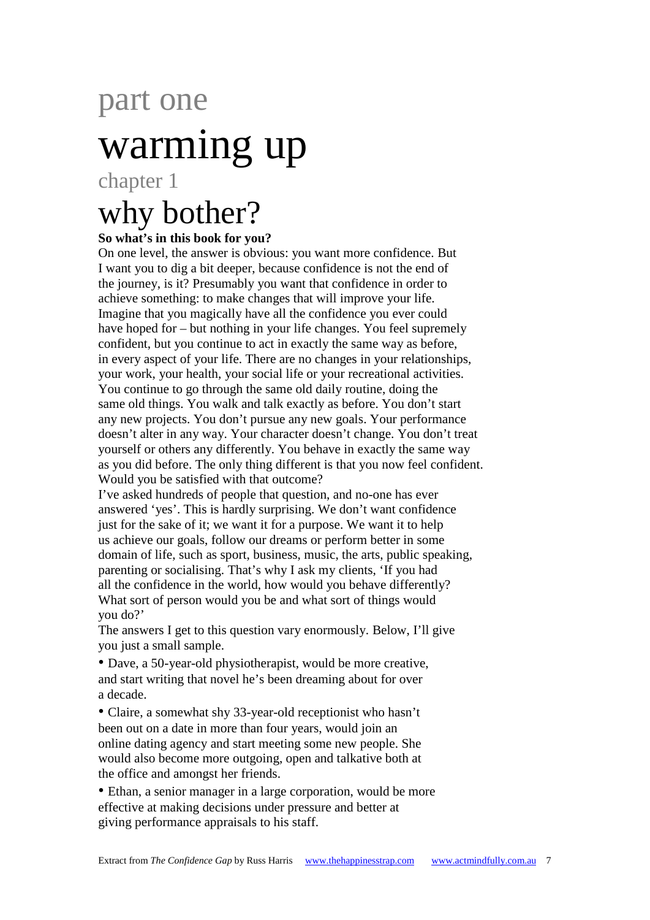# part one

# warming up

## chapter 1

## why bother?

**So what's in this book for you?**

On one level, the answer is obvious: you want more confidence. But I want you to dig a bit deeper, because confidence is not the end of the journey, is it? Presumably you want that confidence in order to achieve something: to make changes that will improve your life. Imagine that you magically have all the confidence you ever could have hoped for – but nothing in your life changes. You feel supremely confident, but you continue to act in exactly the same way as before, in every aspect of your life. There are no changes in your relationships, your work, your health, your social life or your recreational activities. You continue to go through the same old daily routine, doing the same old things. You walk and talk exactly as before. You don't start any new projects. You don't pursue any new goals. Your performance doesn't alter in any way. Your character doesn't change. You don't treat yourself or others any differently. You behave in exactly the same way as you did before. The only thing different is that you now feel confident. Would you be satisfied with that outcome?

I've asked hundreds of people that question, and no-one has ever answered 'yes'. This is hardly surprising. We don't want confidence just for the sake of it; we want it for a purpose. We want it to help us achieve our goals, follow our dreams or perform better in some domain of life, such as sport, business, music, the arts, public speaking, parenting or socialising. That's why I ask my clients, 'If you had all the confidence in the world, how would you behave differently? What sort of person would you be and what sort of things would you do?'

The answers I get to this question vary enormously. Below, I'll give you just a small sample.

- Dave, a 50-year-old physiotherapist, would be more creative, and start writing that novel he's been dreaming about for over a decade.
- Claire, a somewhat shy 33-year-old receptionist who hasn't been out on a date in more than four years, would join an online dating agency and start meeting some new people. She would also become more outgoing, open and talkative both at the office and amongst her friends.
- Ethan, a senior manager in a large corporation, would be more effective at making decisions under pressure and better at giving performance appraisals to his staff.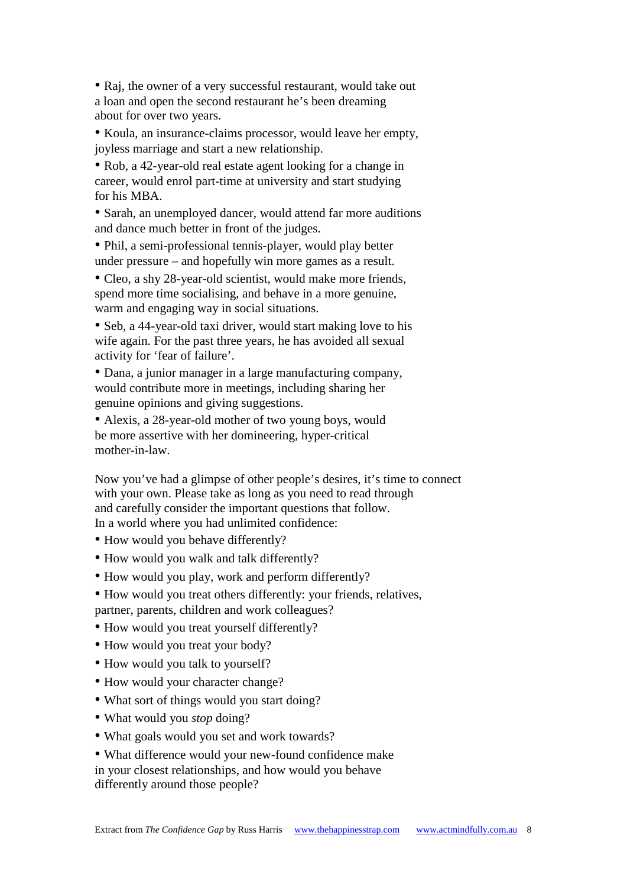- Raj, the owner of a very successful restaurant, would take out a loan and open the second restaurant he's been dreaming about for over two years.
- Koula, an insurance-claims processor, would leave her empty, joyless marriage and start a new relationship.
- Rob, a 42-year-old real estate agent looking for a change in career, would enrol part-time at university and start studying for his MBA.
- Sarah, an unemployed dancer, would attend far more auditions and dance much better in front of the judges.
- Phil, a semi-professional tennis-player, would play better under pressure – and hopefully win more games as a result.
- Cleo, a shy 28-year-old scientist, would make more friends, spend more time socialising, and behave in a more genuine, warm and engaging way in social situations.
- Seb, a 44-year-old taxi driver, would start making love to his wife again. For the past three years, he has avoided all sexual activity for 'fear of failure'.
- Dana, a junior manager in a large manufacturing company, would contribute more in meetings, including sharing her genuine opinions and giving suggestions.
- Alexis, a 28-year-old mother of two young boys, would be more assertive with her domineering, hyper-critical mother-in-law.

Now you've had a glimpse of other people's desires, it's time to connect with your own. Please take as long as you need to read through and carefully consider the important questions that follow.
In a world where you had unlimited confidence:

- How would you behave differently?
- How would you walk and talk differently?
- How would you play, work and perform differently?
- How would you treat others differently: your friends, relatives, partner, parents, children and work colleagues?
- How would you treat yourself differently?
- How would you treat your body?
- How would you talk to yourself?
- How would your character change?
- What sort of things would you start doing?
- What would you *stop* doing?
- What goals would you set and work towards?
- What difference would your new-found confidence make in your closest relationships, and how would you behave differently around those people?

Extract from *The Confidence Gap* by Russ Harris www.thehappinesstrap.com www.actmindfully.com.au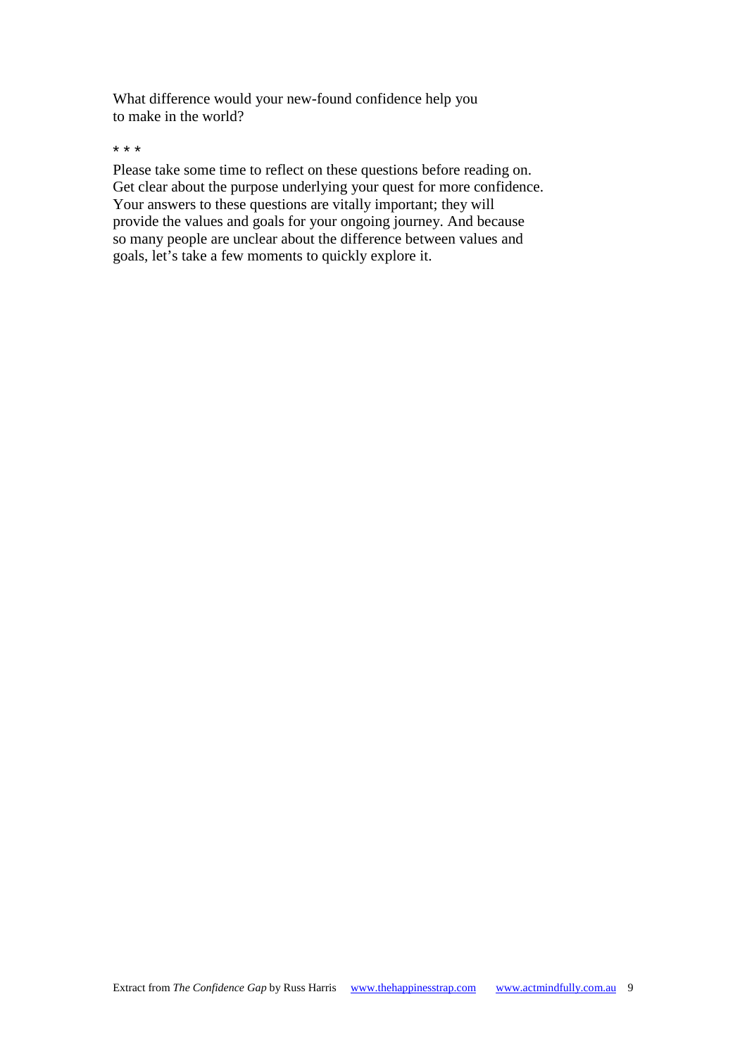What difference would your new-found confidence help you to make in the world?

* * *

Please take some time to reflect on these questions before reading on. Get clear about the purpose underlying your quest for more confidence. Your answers to these questions are vitally important; they will provide the values and goals for your ongoing journey. And because so many people are unclear about the difference between values and goals, let's take a few moments to quickly explore it.